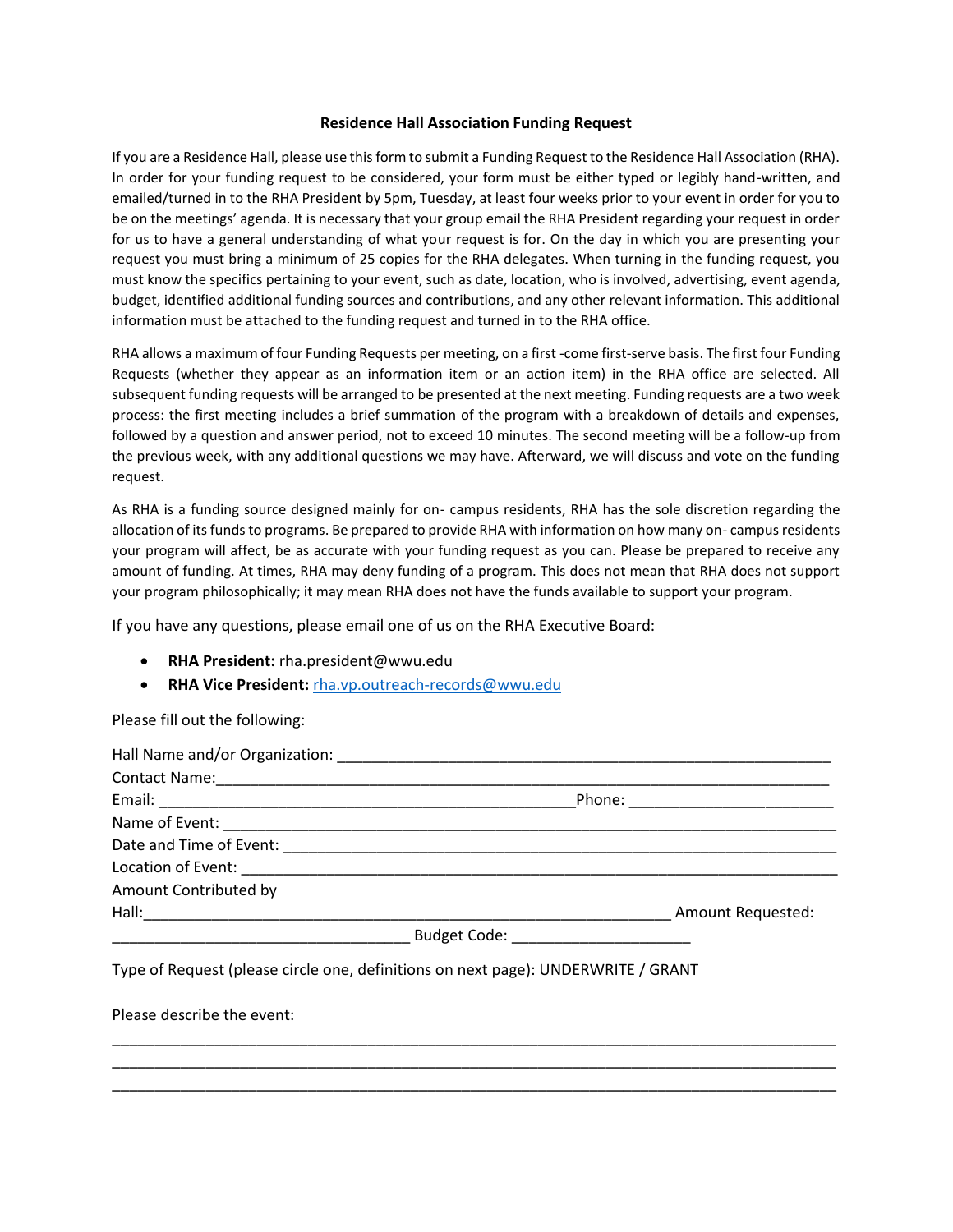# Residence Hall Association Funding Request

If you are a Residence Hall, please use this form to submit a Funding Request to the Residence Hall Association (RHA). In order for your funding request to be considered, your form must be either typed or legibly hand-written, and emailed/turned in to the RHA President by 5pm, Tuesday, at least four weeks prior to your event in order for you to be on the meetings' agenda. It is necessary that your group email the RHA President regarding your request in order for us to have a general understanding of what your request is for. On the day in which you are presenting your request you must bring a minimum of 25 copies for the RHA delegates. When turning in the funding request, you must know the specifics pertaining to your event, such as date, location, who is involved, advertising, event agenda, budget, identified additional funding sources and contributions, and any other relevant information. This additional information must be attached to the funding request and turned in to the RHA office.

RHA allows a maximum of four Funding Requests per meeting, on a first -come first-serve basis. The first four Funding Requests (whether they appear as an information item or an action item) in the RHA office are selected. All subsequent funding requests will be arranged to be presented at the next meeting. Funding requests are a two week process: the first meeting includes a brief summation of the program with a breakdown of details and expenses, followed by a question and answer period, not to exceed 10 minutes. The second meeting will be a follow-up from the previous week, with any additional questions we may have. Afterward, we will discuss and vote on the funding request.

As RHA is a funding source designed mainly for on- campus residents, RHA has the sole discretion regarding the allocation of its funds to programs. Be prepared to provide RHA with information on how many on- campus residents your program will affect, be as accurate with your funding request as you can. Please be prepared to receive any amount of funding. At times, RHA may deny funding of a program. This does not mean that RHA does not support your program philosophically; it may mean RHA does not have the funds available to support your program.

If you have any questions, please email one of us on the RHA Executive Board:

- **RHA President:** rha.president@wwu.edu
- **RHA Vice President:** rha.vp.outreach-records@wwu.edu

Please fill out the following:

Hall Name and/or Organization: ____________________________________________________________

Contact Name:_____________________________________________________________________

Email: _________________________________________________Phone: _______________________

Name of Event: _____________________________________________________________________

Date and Time of Event: ______________________________________________________________

Location of Event: ___________________________________________________________________

Amount Contributed by Hall:______________________________________________________________ Amount Requested: __________________________________ Budget Code: ____________________

Type of Request (please circle one, definitions on next page): UNDERWRITE / GRANT

Please describe the event:

_______________________________________________________________________________________

_______________________________________________________________________________________

_______________________________________________________________________________________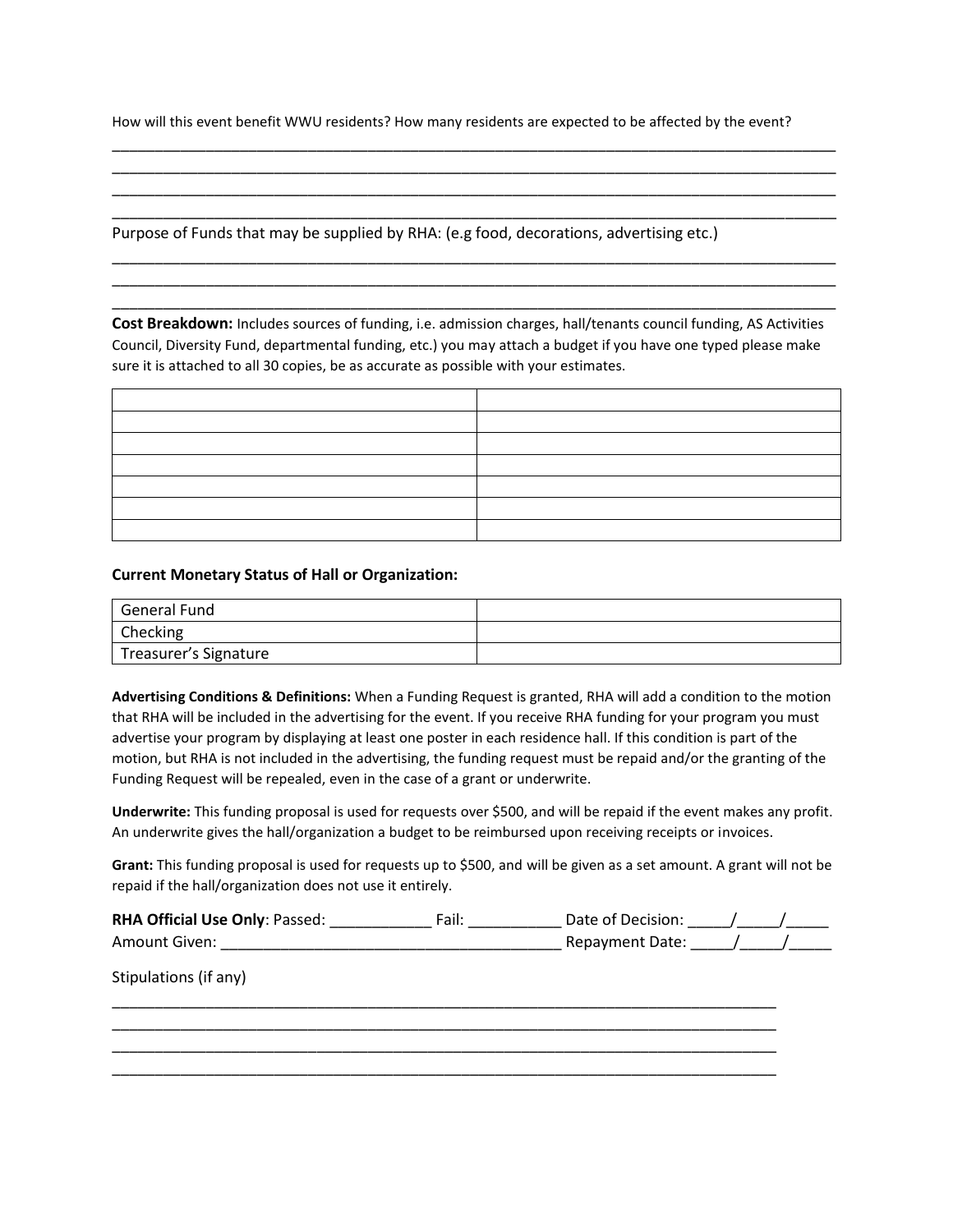How will this event benefit WWU residents? How many residents are expected to be affected by the event?

________________________________________________________________________________________
________________________________________________________________________________________
________________________________________________________________________________________
________________________________________________________________________________________

Purpose of Funds that may be supplied by RHA: (e.g food, decorations, advertising etc.)

________________________________________________________________________________________
________________________________________________________________________________________
________________________________________________________________________________________

**Cost Breakdown:** Includes sources of funding, i.e. admission charges, hall/tenants council funding, AS Activities Council, Diversity Fund, departmental funding, etc.) you may attach a budget if you have one typed please make sure it is attached to all 30 copies, be as accurate as possible with your estimates.

| | |
|---|---|
| | |
| | |
| | |
| | |
| | |
| | |
| | |

**Current Monetary Status of Hall or Organization:**

| | |
|---|---|
| General Fund | |
| Checking | |
| Treasurer's Signature | |

**Advertising Conditions & Definitions:** When a Funding Request is granted, RHA will add a condition to the motion that RHA will be included in the advertising for the event. If you receive RHA funding for your program you must advertise your program by displaying at least one poster in each residence hall. If this condition is part of the motion, but RHA is not included in the advertising, the funding request must be repaid and/or the granting of the Funding Request will be repealed, even in the case of a grant or underwrite.

**Underwrite:** This funding proposal is used for requests over $500, and will be repaid if the event makes any profit. An underwrite gives the hall/organization a budget to be reimbursed upon receiving receipts or invoices.

**Grant:** This funding proposal is used for requests up to $500, and will be given as a set amount. A grant will not be repaid if the hall/organization does not use it entirely.

**RHA Official Use Only**: Passed: ____________ Fail: ___________ Date of Decision: _____/_____/_____
Amount Given: ________________________________________ Repayment Date: _____/_____/_____

Stipulations (if any)

________________________________________________________________________________
________________________________________________________________________________
________________________________________________________________________________
________________________________________________________________________________